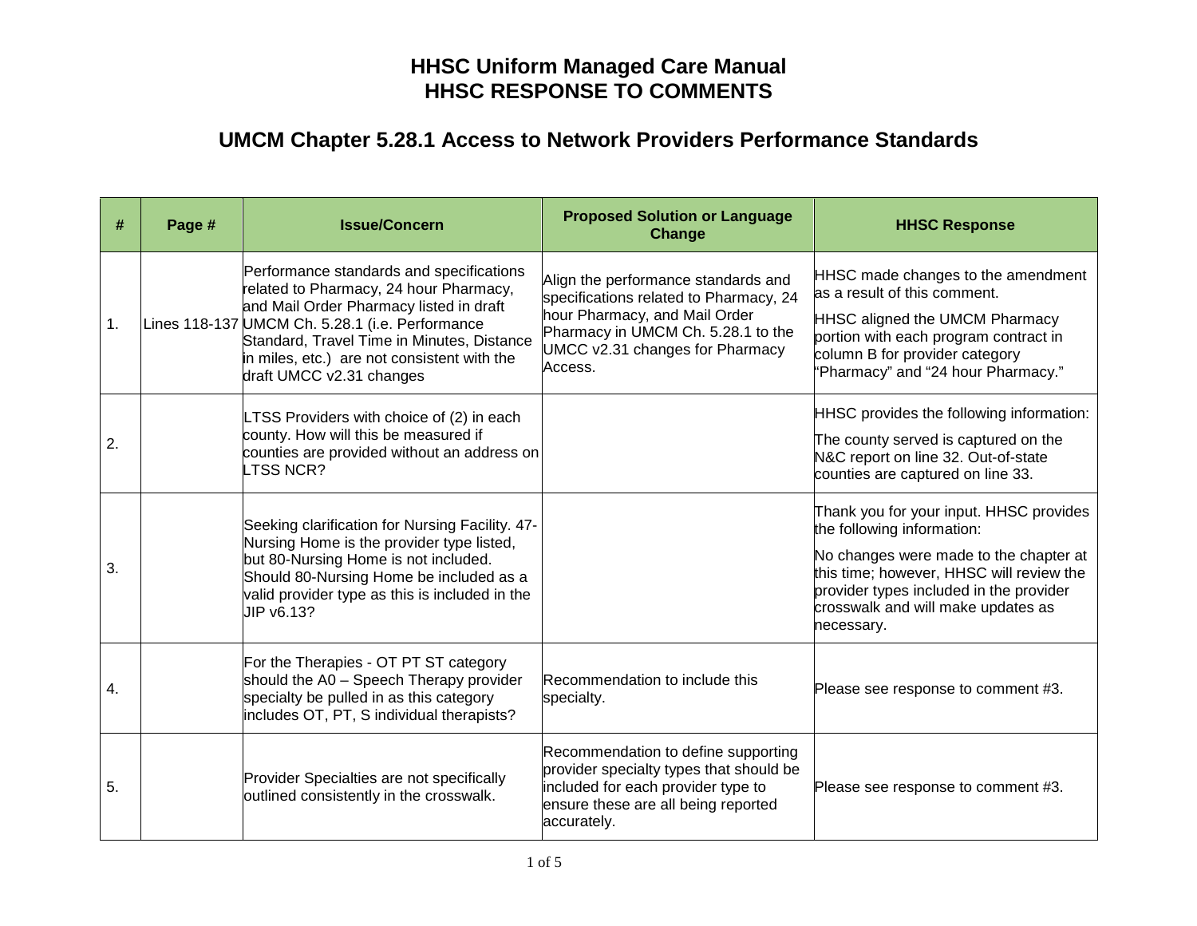# HHSC Uniform Managed Care Manual
# HHSC RESPONSE TO COMMENTS

## UMCM Chapter 5.28.1 Access to Network Providers Performance Standards

| # | Page # | Issue/Concern | Proposed Solution or Language Change | HHSC Response |
|---|---|---|---|---|
| 1. | Lines 118-137 | Performance standards and specifications related to Pharmacy, 24 hour Pharmacy, and Mail Order Pharmacy listed in draft UMCM Ch. 5.28.1 (i.e. Performance Standard, Travel Time in Minutes, Distance in miles, etc.) are not consistent with the draft UMCC v2.31 changes | Align the performance standards and specifications related to Pharmacy, 24 hour Pharmacy, and Mail Order Pharmacy in UMCM Ch. 5.28.1 to the UMCC v2.31 changes for Pharmacy Access. | HHSC made changes to the amendment as a result of this comment.<br><br>HHSC aligned the UMCM Pharmacy portion with each program contract in column B for provider category "Pharmacy" and "24 hour Pharmacy." |
| 2. | | LTSS Providers with choice of (2) in each county. How will this be measured if counties are provided without an address on LTSS NCR? | | HHSC provides the following information:<br><br>The county served is captured on the N&C report on line 32. Out-of-state counties are captured on line 33. |
| 3. | | Seeking clarification for Nursing Facility. 47-Nursing Home is the provider type listed, but 80-Nursing Home is not included. Should 80-Nursing Home be included as a valid provider type as this is included in the JIP v6.13? | | Thank you for your input. HHSC provides the following information:<br><br>No changes were made to the chapter at this time; however, HHSC will review the provider types included in the provider crosswalk and will make updates as necessary. |
| 4. | | For the Therapies - OT PT ST category should the A0 – Speech Therapy provider specialty be pulled in as this category includes OT, PT, S individual therapists? | Recommendation to include this specialty. | Please see response to comment #3. |
| 5. | | Provider Specialties are not specifically outlined consistently in the crosswalk. | Recommendation to define supporting provider specialty types that should be included for each provider type to ensure these are all being reported accurately. | Please see response to comment #3. |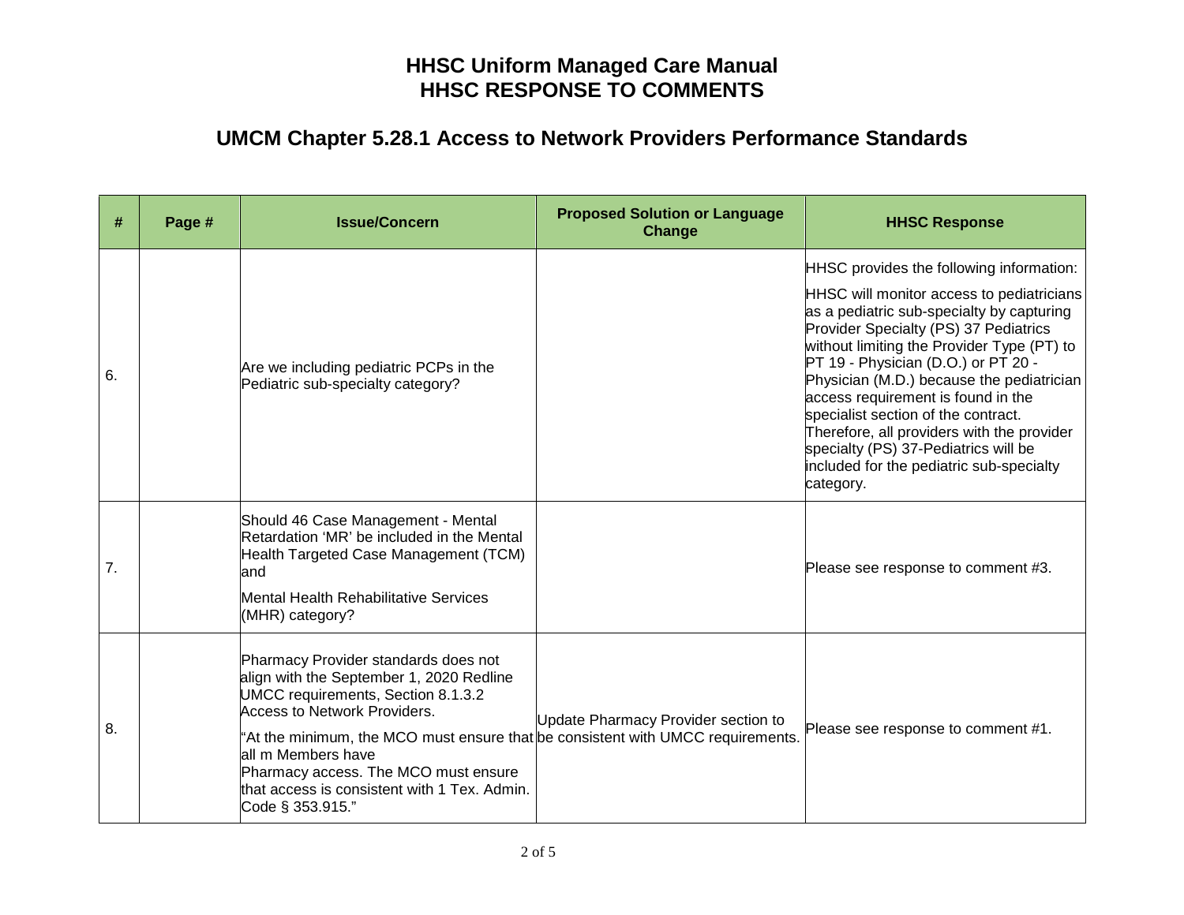# HHSC Uniform Managed Care Manual
# HHSC RESPONSE TO COMMENTS

## UMCM Chapter 5.28.1 Access to Network Providers Performance Standards

| # | Page # | Issue/Concern | Proposed Solution or Language Change | HHSC Response |
|---|---|---|---|---|
| 6. | | Are we including pediatric PCPs in the Pediatric sub-specialty category? | | HHSC provides the following information:<br><br>HHSC will monitor access to pediatricians as a pediatric sub-specialty by capturing Provider Specialty (PS) 37 Pediatrics without limiting the Provider Type (PT) to PT 19 - Physician (D.O.) or PT 20 - Physician (M.D.) because the pediatrician access requirement is found in the specialist section of the contract. Therefore, all providers with the provider specialty (PS) 37-Pediatrics will be included for the pediatric sub-specialty category. |
| 7. | | Should 46 Case Management - Mental Retardation 'MR' be included in the Mental Health Targeted Case Management (TCM) and<br><br>Mental Health Rehabilitative Services (MHR) category? | | Please see response to comment #3. |
| 8. | | Pharmacy Provider standards does not align with the September 1, 2020 Redline UMCC requirements, Section 8.1.3.2 Access to Network Providers.<br><br>"At the minimum, the MCO must ensure that all m Members have Pharmacy access. The MCO must ensure that access is consistent with 1 Tex. Admin. Code § 353.915." | Update Pharmacy Provider section to be consistent with UMCC requirements. | Please see response to comment #1. |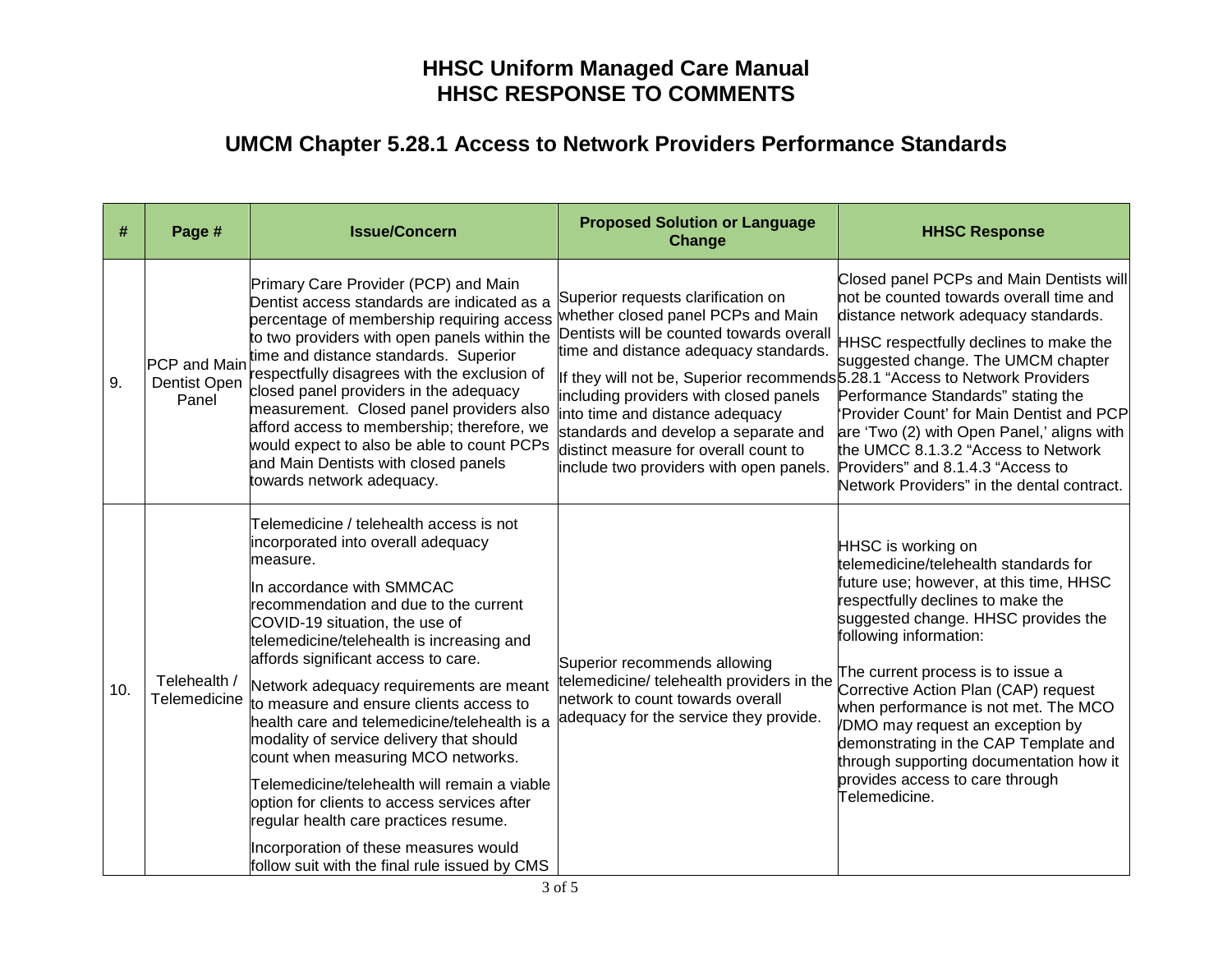# HHSC Uniform Managed Care Manual
# HHSC RESPONSE TO COMMENTS

## UMCM Chapter 5.28.1 Access to Network Providers Performance Standards

| # | Page # | Issue/Concern | Proposed Solution or Language Change | HHSC Response |
|---|---|---|---|---|
| 9. | PCP and Main Dentist Open Panel | Primary Care Provider (PCP) and Main Dentist access standards are indicated as a percentage of membership requiring access to two providers with open panels within the time and distance standards. Superior respectfully disagrees with the exclusion of closed panel providers in the adequacy measurement. Closed panel providers also afford access to membership; therefore, we would expect to also be able to count PCPs and Main Dentists with closed panels towards network adequacy. | Superior requests clarification on whether closed panel PCPs and Main Dentists will be counted towards overall time and distance adequacy standards.<br><br>If they will not be, Superior recommends including providers with closed panels into time and distance adequacy standards and develop a separate and distinct measure for overall count to include two providers with open panels. | Closed panel PCPs and Main Dentists will not be counted towards overall time and distance network adequacy standards.<br><br>HHSC respectfully declines to make the suggested change. The UMCM chapter 5.28.1 "Access to Network Providers Performance Standards" stating the 'Provider Count' for Main Dentist and PCP are 'Two (2) with Open Panel,' aligns with the UMCC 8.1.3.2 "Access to Network Providers" and 8.1.4.3 "Access to Network Providers" in the dental contract. |
| 10. | Telehealth / Telemedicine | Telemedicine / telehealth access is not incorporated into overall adequacy measure.<br><br>In accordance with SMMCAC recommendation and due to the current COVID-19 situation, the use of telemedicine/telehealth is increasing and affords significant access to care.<br><br>Network adequacy requirements are meant to measure and ensure clients access to health care and telemedicine/telehealth is a modality of service delivery that should count when measuring MCO networks.<br><br>Telemedicine/telehealth will remain a viable option for clients to access services after regular health care practices resume.<br><br>Incorporation of these measures would follow suit with the final rule issued by CMS | Superior recommends allowing telemedicine/ telehealth providers in the network to count towards overall adequacy for the service they provide. | HHSC is working on telemedicine/telehealth standards for future use; however, at this time, HHSC respectfully declines to make the suggested change. HHSC provides the following information:<br><br>The current process is to issue a Corrective Action Plan (CAP) request when performance is not met. The MCO /DMO may request an exception by demonstrating in the CAP Template and through supporting documentation how it provides access to care through Telemedicine. |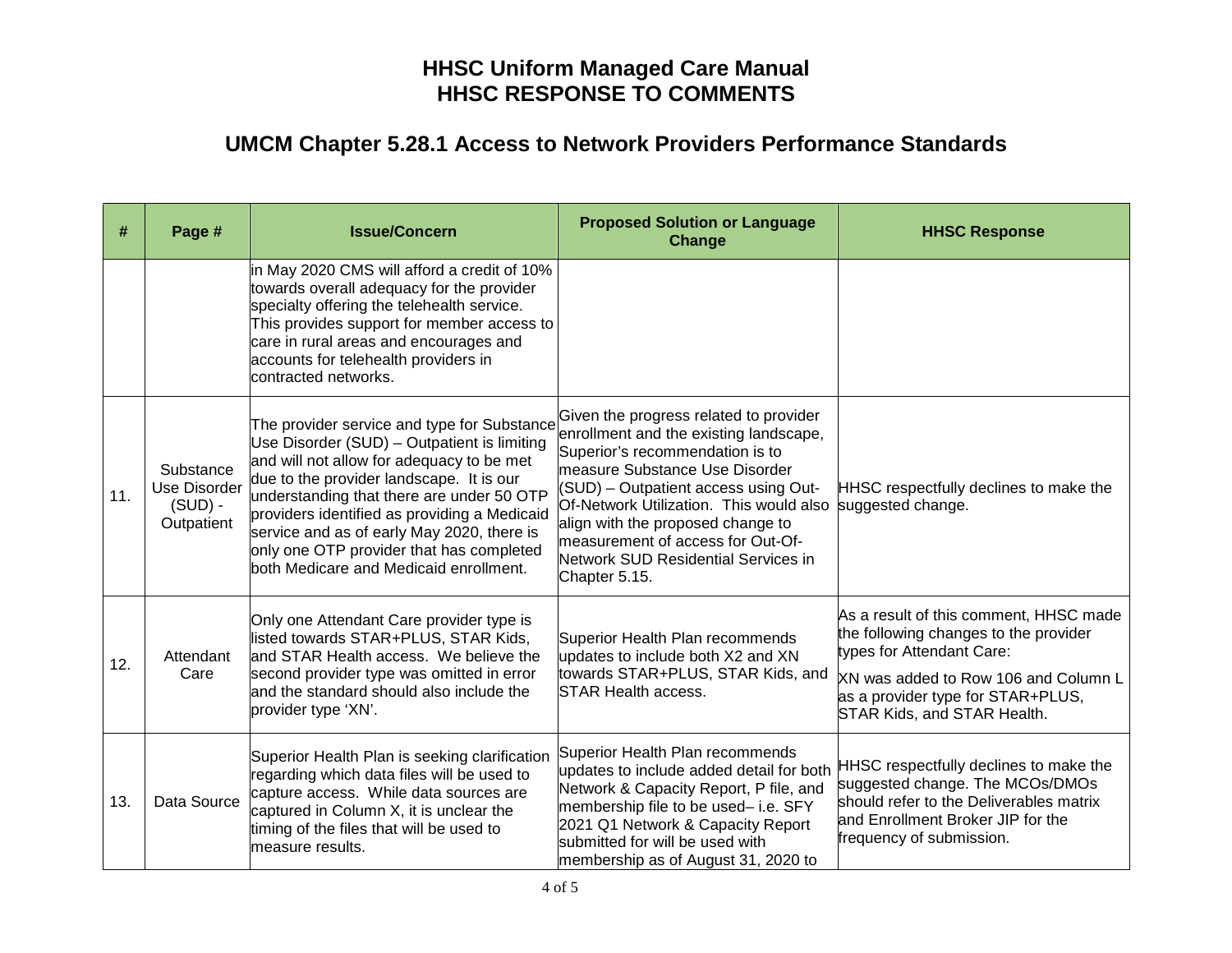# HHSC Uniform Managed Care Manual
# HHSC RESPONSE TO COMMENTS

## UMCM Chapter 5.28.1 Access to Network Providers Performance Standards

| # | Page # | Issue/Concern | Proposed Solution or Language Change | HHSC Response |
|---|---|---|---|---|
| | | in May 2020 CMS will afford a credit of 10% towards overall adequacy for the provider specialty offering the telehealth service. This provides support for member access to care in rural areas and encourages and accounts for telehealth providers in contracted networks. | | |
| 11. | Substance Use Disorder (SUD) - Outpatient | The provider service and type for Substance Use Disorder (SUD) – Outpatient is limiting and will not allow for adequacy to be met due to the provider landscape. It is our understanding that there are under 50 OTP providers identified as providing a Medicaid service and as of early May 2020, there is only one OTP provider that has completed both Medicare and Medicaid enrollment. | Given the progress related to provider enrollment and the existing landscape, Superior's recommendation is to measure Substance Use Disorder (SUD) – Outpatient access using Out-Of-Network Utilization. This would also align with the proposed change to measurement of access for Out-Of-Network SUD Residential Services in Chapter 5.15. | HHSC respectfully declines to make the suggested change. |
| 12. | Attendant Care | Only one Attendant Care provider type is listed towards STAR+PLUS, STAR Kids, and STAR Health access. We believe the second provider type was omitted in error and the standard should also include the provider type 'XN'. | Superior Health Plan recommends updates to include both X2 and XN towards STAR+PLUS, STAR Kids, and STAR Health access. | As a result of this comment, HHSC made the following changes to the provider types for Attendant Care:<br><br>XN was added to Row 106 and Column L as a provider type for STAR+PLUS, STAR Kids, and STAR Health. |
| 13. | Data Source | Superior Health Plan is seeking clarification regarding which data files will be used to capture access. While data sources are captured in Column X, it is unclear the timing of the files that will be used to measure results. | Superior Health Plan recommends updates to include added detail for both Network & Capacity Report, P file, and membership file to be used– i.e. SFY 2021 Q1 Network & Capacity Report submitted for will be used with membership as of August 31, 2020 to | HHSC respectfully declines to make the suggested change. The MCOs/DMOs should refer to the Deliverables matrix and Enrollment Broker JIP for the frequency of submission. |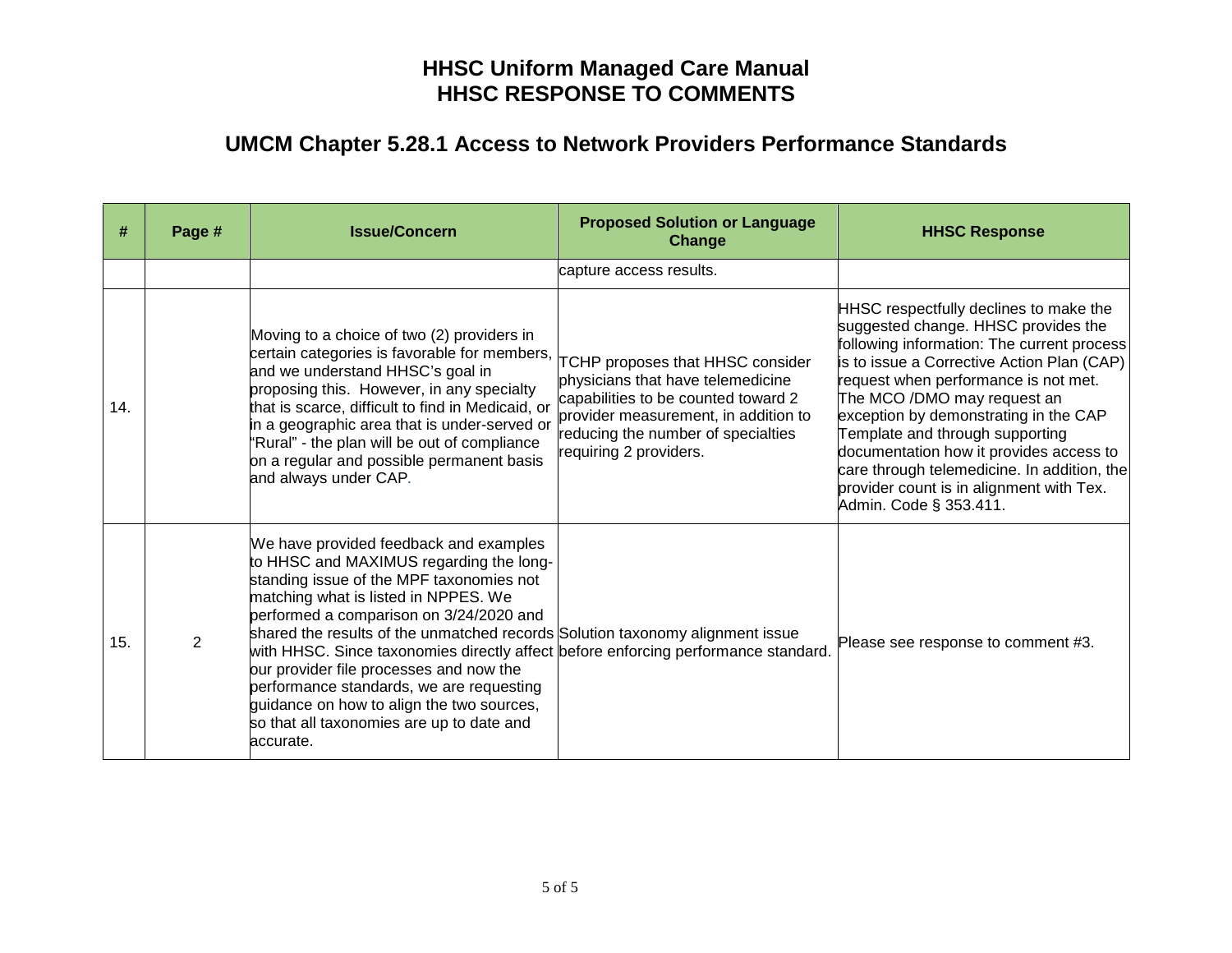# HHSC Uniform Managed Care Manual
# HHSC RESPONSE TO COMMENTS

## UMCM Chapter 5.28.1 Access to Network Providers Performance Standards

| # | Page # | Issue/Concern | Proposed Solution or Language Change | HHSC Response |
|---|---|---|---|---|
| | | | capture access results. | |
| 14. | | Moving to a choice of two (2) providers in certain categories is favorable for members, and we understand HHSC's goal in proposing this. However, in any specialty that is scarce, difficult to find in Medicaid, or in a geographic area that is under-served or "Rural" - the plan will be out of compliance on a regular and possible permanent basis and always under CAP. | TCHP proposes that HHSC consider physicians that have telemedicine capabilities to be counted toward 2 provider measurement, in addition to reducing the number of specialties requiring 2 providers. | HHSC respectfully declines to make the suggested change. HHSC provides the following information: The current process is to issue a Corrective Action Plan (CAP) request when performance is not met. The MCO /DMO may request an exception by demonstrating in the CAP Template and through supporting documentation how it provides access to care through telemedicine. In addition, the provider count is in alignment with Tex. Admin. Code § 353.411. |
| 15. | 2 | We have provided feedback and examples to HHSC and MAXIMUS regarding the long-standing issue of the MPF taxonomies not matching what is listed in NPPES. We performed a comparison on 3/24/2020 and shared the results of the unmatched records with HHSC. Since taxonomies directly affect our provider file processes and now the performance standards, we are requesting guidance on how to align the two sources, so that all taxonomies are up to date and accurate. | Solution taxonomy alignment issue before enforcing performance standard. | Please see response to comment #3. |